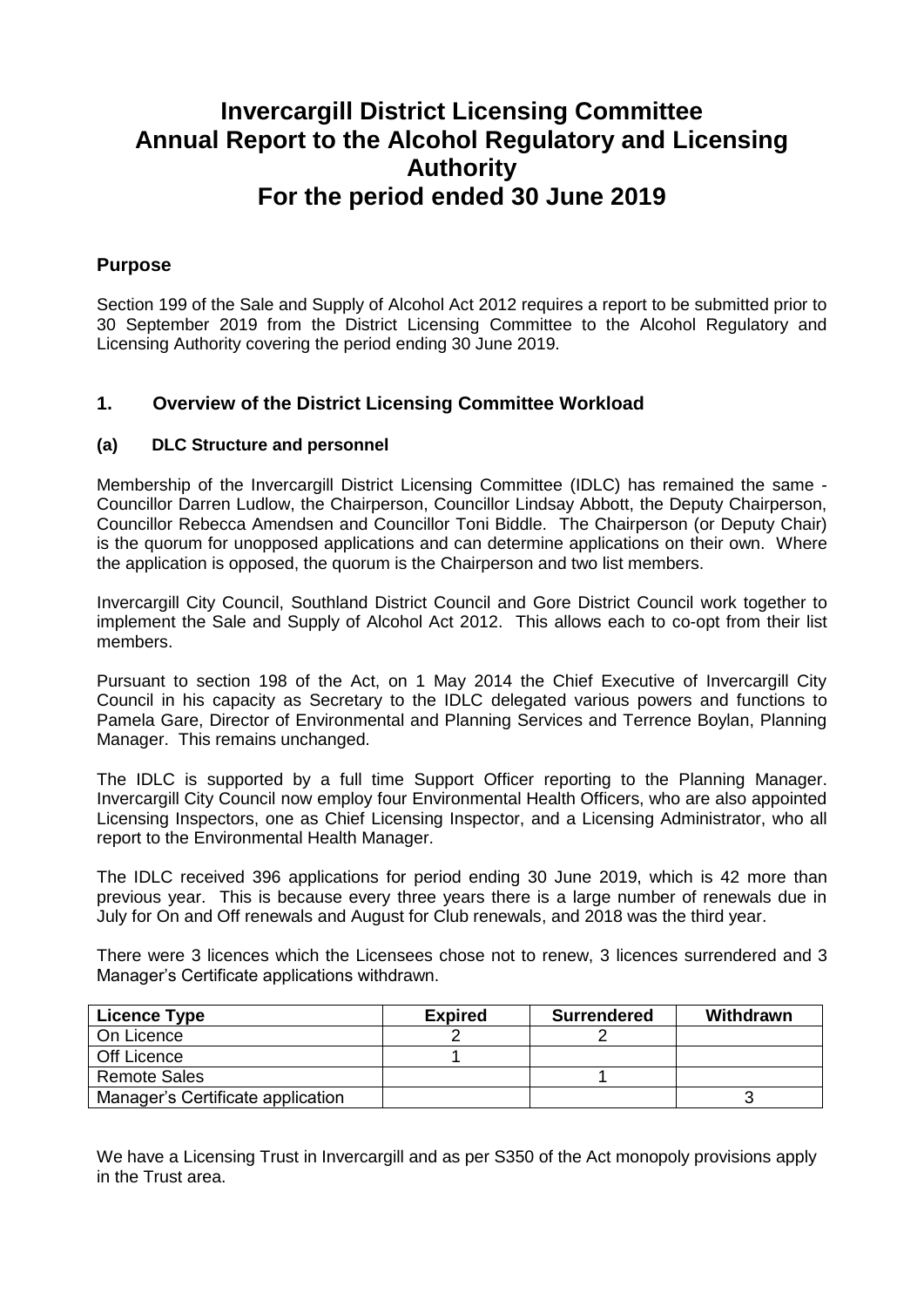# Invercargill District Licensing Committee
# Annual Report to the Alcohol Regulatory and Licensing Authority
# For the period ended 30 June 2019

## Purpose

Section 199 of the Sale and Supply of Alcohol Act 2012 requires a report to be submitted prior to 30 September 2019 from the District Licensing Committee to the Alcohol Regulatory and Licensing Authority covering the period ending 30 June 2019.

## 1. Overview of the District Licensing Committee Workload

### (a) DLC Structure and personnel

Membership of the Invercargill District Licensing Committee (IDLC) has remained the same - Councillor Darren Ludlow, the Chairperson, Councillor Lindsay Abbott, the Deputy Chairperson, Councillor Rebecca Amendsen and Councillor Toni Biddle. The Chairperson (or Deputy Chair) is the quorum for unopposed applications and can determine applications on their own. Where the application is opposed, the quorum is the Chairperson and two list members.

Invercargill City Council, Southland District Council and Gore District Council work together to implement the Sale and Supply of Alcohol Act 2012. This allows each to co-opt from their list members.

Pursuant to section 198 of the Act, on 1 May 2014 the Chief Executive of Invercargill City Council in his capacity as Secretary to the IDLC delegated various powers and functions to Pamela Gare, Director of Environmental and Planning Services and Terrence Boylan, Planning Manager. This remains unchanged.

The IDLC is supported by a full time Support Officer reporting to the Planning Manager. Invercargill City Council now employ four Environmental Health Officers, who are also appointed Licensing Inspectors, one as Chief Licensing Inspector, and a Licensing Administrator, who all report to the Environmental Health Manager.

The IDLC received 396 applications for period ending 30 June 2019, which is 42 more than previous year. This is because every three years there is a large number of renewals due in July for On and Off renewals and August for Club renewals, and 2018 was the third year.

There were 3 licences which the Licensees chose not to renew, 3 licences surrendered and 3 Manager's Certificate applications withdrawn.

| Licence Type | Expired | Surrendered | Withdrawn |
|---|---|---|---|
| On Licence | 2 | 2 | |
| Off Licence | 1 | | |
| Remote Sales | | 1 | |
| Manager's Certificate application | | | 3 |

We have a Licensing Trust in Invercargill and as per S350 of the Act monopoly provisions apply in the Trust area.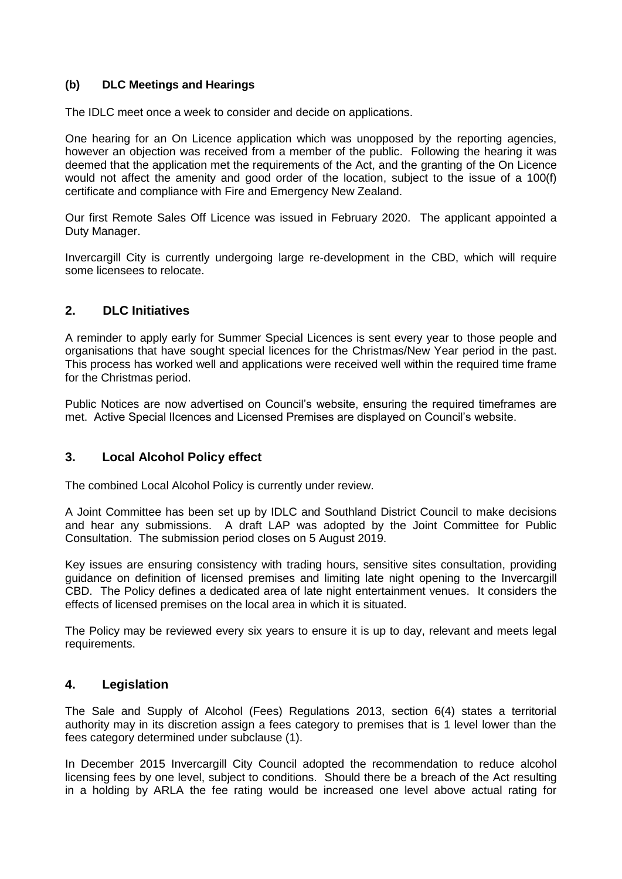### (b) DLC Meetings and Hearings

The IDLC meet once a week to consider and decide on applications.

One hearing for an On Licence application which was unopposed by the reporting agencies, however an objection was received from a member of the public. Following the hearing it was deemed that the application met the requirements of the Act, and the granting of the On Licence would not affect the amenity and good order of the location, subject to the issue of a 100(f) certificate and compliance with Fire and Emergency New Zealand.

Our first Remote Sales Off Licence was issued in February 2020. The applicant appointed a Duty Manager.

Invercargill City is currently undergoing large re-development in the CBD, which will require some licensees to relocate.

## 2. DLC Initiatives

A reminder to apply early for Summer Special Licences is sent every year to those people and organisations that have sought special licences for the Christmas/New Year period in the past. This process has worked well and applications were received well within the required time frame for the Christmas period.

Public Notices are now advertised on Council's website, ensuring the required timeframes are met. Active Special lIcences and Licensed Premises are displayed on Council's website.

## 3. Local Alcohol Policy effect

The combined Local Alcohol Policy is currently under review.

A Joint Committee has been set up by IDLC and Southland District Council to make decisions and hear any submissions. A draft LAP was adopted by the Joint Committee for Public Consultation. The submission period closes on 5 August 2019.

Key issues are ensuring consistency with trading hours, sensitive sites consultation, providing guidance on definition of licensed premises and limiting late night opening to the Invercargill CBD. The Policy defines a dedicated area of late night entertainment venues. It considers the effects of licensed premises on the local area in which it is situated.

The Policy may be reviewed every six years to ensure it is up to day, relevant and meets legal requirements.

## 4. Legislation

The Sale and Supply of Alcohol (Fees) Regulations 2013, section 6(4) states a territorial authority may in its discretion assign a fees category to premises that is 1 level lower than the fees category determined under subclause (1).

In December 2015 Invercargill City Council adopted the recommendation to reduce alcohol licensing fees by one level, subject to conditions. Should there be a breach of the Act resulting in a holding by ARLA the fee rating would be increased one level above actual rating for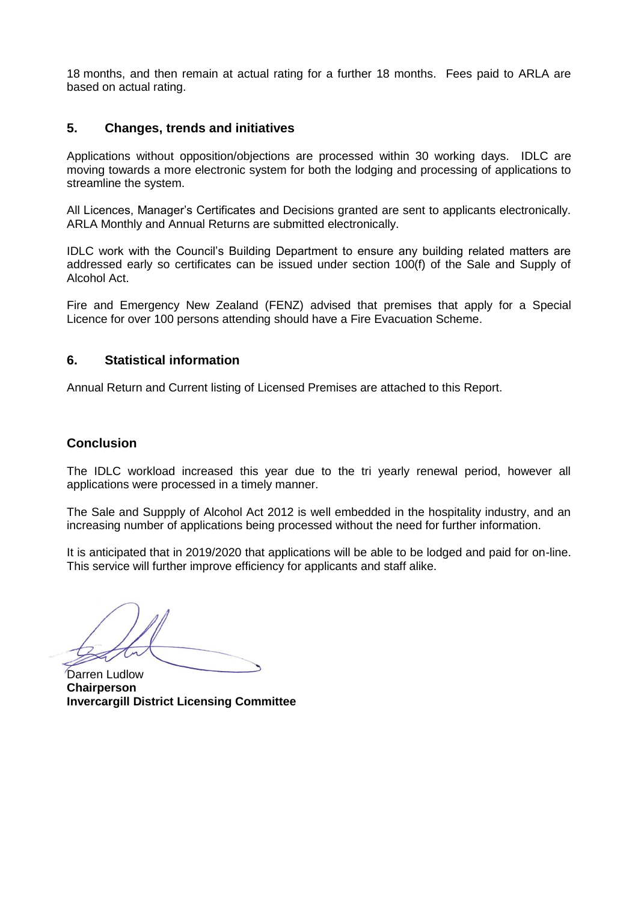18 months, and then remain at actual rating for a further 18 months. Fees paid to ARLA are based on actual rating.

## 5. Changes, trends and initiatives

Applications without opposition/objections are processed within 30 working days. IDLC are moving towards a more electronic system for both the lodging and processing of applications to streamline the system.

All Licences, Manager's Certificates and Decisions granted are sent to applicants electronically. ARLA Monthly and Annual Returns are submitted electronically.

IDLC work with the Council's Building Department to ensure any building related matters are addressed early so certificates can be issued under section 100(f) of the Sale and Supply of Alcohol Act.

Fire and Emergency New Zealand (FENZ) advised that premises that apply for a Special Licence for over 100 persons attending should have a Fire Evacuation Scheme.

## 6. Statistical information

Annual Return and Current listing of Licensed Premises are attached to this Report.

## Conclusion

The IDLC workload increased this year due to the tri yearly renewal period, however all applications were processed in a timely manner.

The Sale and Suppply of Alcohol Act 2012 is well embedded in the hospitality industry, and an increasing number of applications being processed without the need for further information.

It is anticipated that in 2019/2020 that applications will be able to be lodged and paid for on-line. This service will further improve efficiency for applicants and staff alike.

Darren Ludlow
**Chairperson**
**Invercargill District Licensing Committee**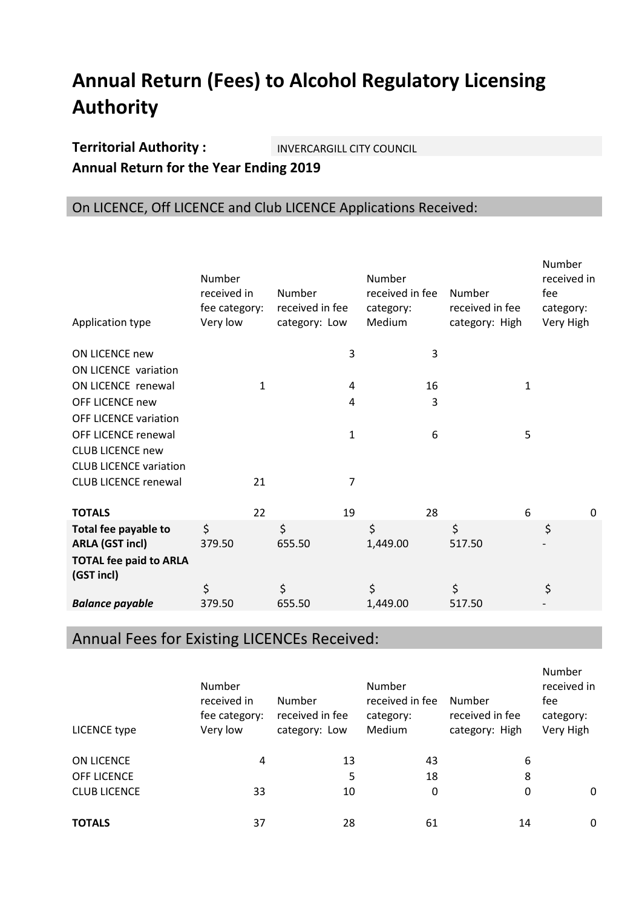# Annual Return (Fees) to Alcohol Regulatory Licensing Authority

**Territorial Authority :** INVERCARGILL CITY COUNCIL

**Annual Return for the Year Ending 2019**

## On LICENCE, Off LICENCE and Club LICENCE Applications Received:

| Application type | Number received in fee category: Very low | Number received in fee category: Low | Number received in fee category: Medium | Number received in fee category: High | Number received in fee category: Very High |
|---|---|---|---|---|---|
| ON LICENCE new | | 3 | 3 | | |
| ON LICENCE variation | | | | | |
| ON LICENCE renewal | 1 | 4 | 16 | 1 | |
| OFF LICENCE new | | 4 | 3 | | |
| OFF LICENCE variation | | | | | |
| OFF LICENCE renewal | | 1 | 6 | 5 | |
| CLUB LICENCE new | | | | | |
| CLUB LICENCE variation | | | | | |
| CLUB LICENCE renewal | 21 | 7 | | | |
| **TOTALS** | 22 | 19 | 28 | 6 | 0 |
| **Total fee payable to ARLA (GST incl)** | $ 379.50 | $ 655.50 | $ 1,449.00 | $ 517.50 | $ - |
| **TOTAL fee paid to ARLA (GST incl)** | | | | | |
| ***Balance payable*** | $ 379.50 | $ 655.50 | $ 1,449.00 | $ 517.50 | $ - |

## Annual Fees for Existing LICENCEs Received:

| LICENCE type | Number received in fee category: Very low | Number received in fee category: Low | Number received in fee category: Medium | Number received in fee category: High | Number received in fee category: Very High |
|---|---|---|---|---|---|
| ON LICENCE | 4 | 13 | 43 | 6 | |
| OFF LICENCE | | 5 | 18 | 8 | |
| CLUB LICENCE | 33 | 10 | 0 | 0 | 0 |
| **TOTALS** | 37 | 28 | 61 | 14 | 0 |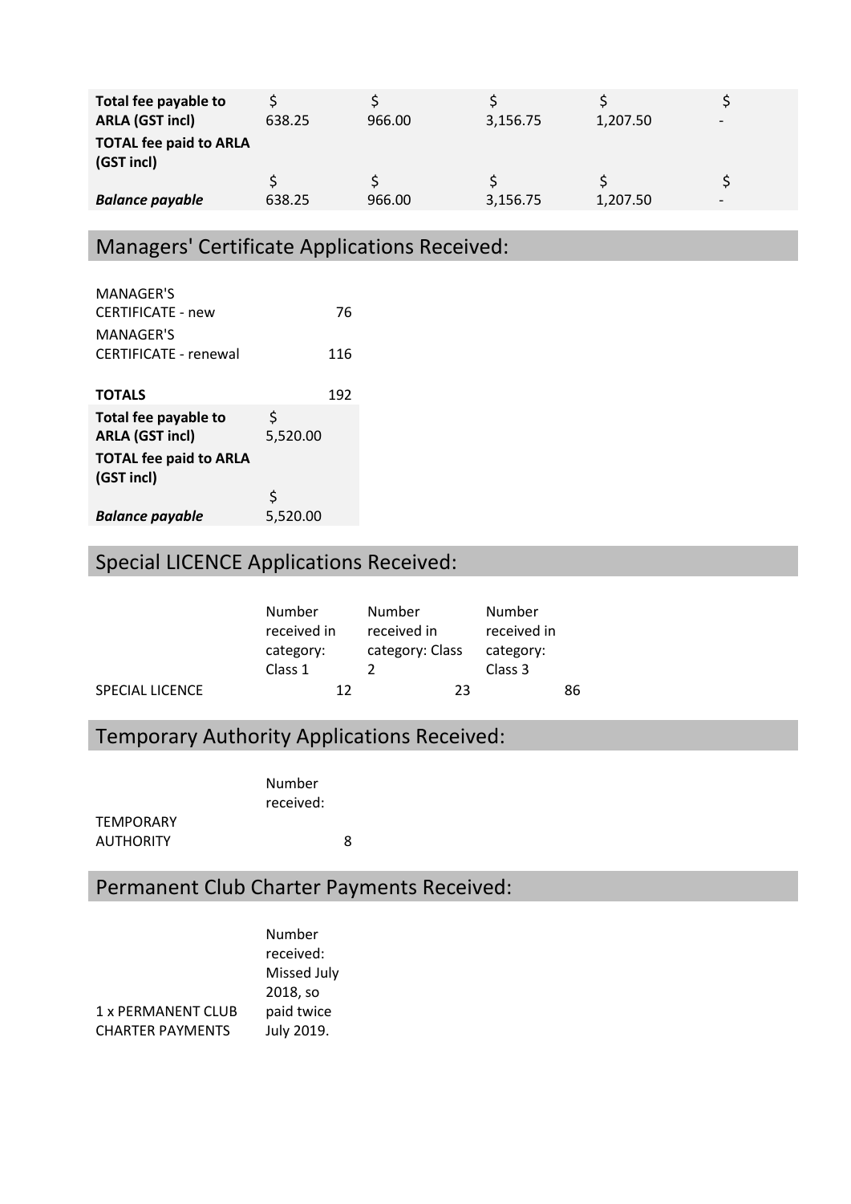| | | | | | |
|---|---|---|---|---|---|
| **Total fee payable to ARLA (GST incl)** | $ 638.25 | $ 966.00 | $ 3,156.75 | $ 1,207.50 | $ - |
| **TOTAL fee paid to ARLA (GST incl)** | | | | | |
| ***Balance payable*** | $ 638.25 | $ 966.00 | $ 3,156.75 | $ 1,207.50 | $ - |

## Managers' Certificate Applications Received:

| | |
|---|---|
| MANAGER'S CERTIFICATE - new | 76 |
| MANAGER'S CERTIFICATE - renewal | 116 |
| **TOTALS** | 192 |
| **Total fee payable to ARLA (GST incl)** | $ 5,520.00 |
| **TOTAL fee paid to ARLA (GST incl)** | |
| ***Balance payable*** | $ 5,520.00 |

## Special LICENCE Applications Received:

| | Number received in category: Class 1 | Number received in category: Class 2 | Number received in category: Class 3 |
|---|---|---|---|
| SPECIAL LICENCE | 12 | 23 | 86 |

## Temporary Authority Applications Received:

| | Number received: |
|---|---|
| TEMPORARY AUTHORITY | 8 |

## Permanent Club Charter Payments Received:

| | Number received: |
|---|---|
| 1 x PERMANENT CLUB CHARTER PAYMENTS | Missed July 2018, so paid twice July 2019. |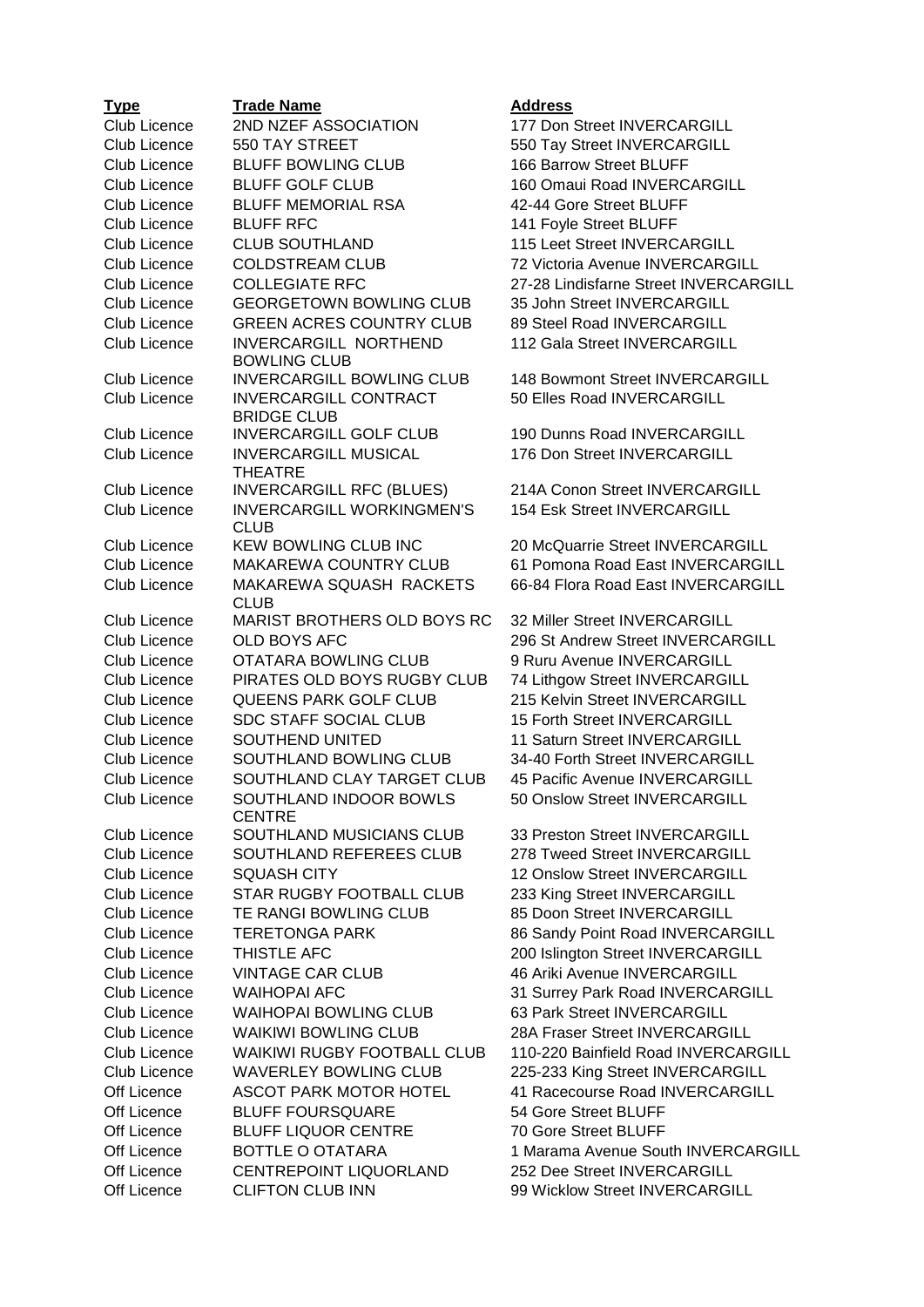| Type | Trade Name | Address |
|---|---|---|
| Club Licence | 2ND NZEF ASSOCIATION | 177 Don Street INVERCARGILL |
| Club Licence | 550 TAY STREET | 550 Tay Street INVERCARGILL |
| Club Licence | BLUFF BOWLING CLUB | 166 Barrow Street BLUFF |
| Club Licence | BLUFF GOLF CLUB | 160 Omaui Road INVERCARGILL |
| Club Licence | BLUFF MEMORIAL RSA | 42-44 Gore Street BLUFF |
| Club Licence | BLUFF RFC | 141 Foyle Street BLUFF |
| Club Licence | CLUB SOUTHLAND | 115 Leet Street INVERCARGILL |
| Club Licence | COLDSTREAM CLUB | 72 Victoria Avenue INVERCARGILL |
| Club Licence | COLLEGIATE RFC | 27-28 Lindisfarne Street INVERCARGILL |
| Club Licence | GEORGETOWN BOWLING CLUB | 35 John Street INVERCARGILL |
| Club Licence | GREEN ACRES COUNTRY CLUB | 89 Steel Road INVERCARGILL |
| Club Licence | INVERCARGILL NORTHEND BOWLING CLUB | 112 Gala Street INVERCARGILL |
| Club Licence | INVERCARGILL BOWLING CLUB | 148 Bowmont Street INVERCARGILL |
| Club Licence | INVERCARGILL CONTRACT BRIDGE CLUB | 50 Elles Road INVERCARGILL |
| Club Licence | INVERCARGILL GOLF CLUB | 190 Dunns Road INVERCARGILL |
| Club Licence | INVERCARGILL MUSICAL THEATRE | 176 Don Street INVERCARGILL |
| Club Licence | INVERCARGILL RFC (BLUES) | 214A Conon Street INVERCARGILL |
| Club Licence | INVERCARGILL WORKINGMEN'S CLUB | 154 Esk Street INVERCARGILL |
| Club Licence | KEW BOWLING CLUB INC | 20 McQuarrie Street INVERCARGILL |
| Club Licence | MAKAREWA COUNTRY CLUB | 61 Pomona Road East INVERCARGILL |
| Club Licence | MAKAREWA SQUASH RACKETS CLUB | 66-84 Flora Road East INVERCARGILL |
| Club Licence | MARIST BROTHERS OLD BOYS RC | 32 Miller Street INVERCARGILL |
| Club Licence | OLD BOYS AFC | 296 St Andrew Street INVERCARGILL |
| Club Licence | OTATARA BOWLING CLUB | 9 Ruru Avenue INVERCARGILL |
| Club Licence | PIRATES OLD BOYS RUGBY CLUB | 74 Lithgow Street INVERCARGILL |
| Club Licence | QUEENS PARK GOLF CLUB | 215 Kelvin Street INVERCARGILL |
| Club Licence | SDC STAFF SOCIAL CLUB | 15 Forth Street INVERCARGILL |
| Club Licence | SOUTHEND UNITED | 11 Saturn Street INVERCARGILL |
| Club Licence | SOUTHLAND BOWLING CLUB | 34-40 Forth Street INVERCARGILL |
| Club Licence | SOUTHLAND CLAY TARGET CLUB | 45 Pacific Avenue INVERCARGILL |
| Club Licence | SOUTHLAND INDOOR BOWLS CENTRE | 50 Onslow Street INVERCARGILL |
| Club Licence | SOUTHLAND MUSICIANS CLUB | 33 Preston Street INVERCARGILL |
| Club Licence | SOUTHLAND REFEREES CLUB | 278 Tweed Street INVERCARGILL |
| Club Licence | SQUASH CITY | 12 Onslow Street INVERCARGILL |
| Club Licence | STAR RUGBY FOOTBALL CLUB | 233 King Street INVERCARGILL |
| Club Licence | TE RANGI BOWLING CLUB | 85 Doon Street INVERCARGILL |
| Club Licence | TERETONGA PARK | 86 Sandy Point Road INVERCARGILL |
| Club Licence | THISTLE AFC | 200 Islington Street INVERCARGILL |
| Club Licence | VINTAGE CAR CLUB | 46 Ariki Avenue INVERCARGILL |
| Club Licence | WAIHOPAI AFC | 31 Surrey Park Road INVERCARGILL |
| Club Licence | WAIHOPAI BOWLING CLUB | 63 Park Street INVERCARGILL |
| Club Licence | WAIKIWI BOWLING CLUB | 28A Fraser Street INVERCARGILL |
| Club Licence | WAIKIWI RUGBY FOOTBALL CLUB | 110-220 Bainfield Road INVERCARGILL |
| Club Licence | WAVERLEY BOWLING CLUB | 225-233 King Street INVERCARGILL |
| Off Licence | ASCOT PARK MOTOR HOTEL | 41 Racecourse Road INVERCARGILL |
| Off Licence | BLUFF FOURSQUARE | 54 Gore Street BLUFF |
| Off Licence | BLUFF LIQUOR CENTRE | 70 Gore Street BLUFF |
| Off Licence | BOTTLE O OTATARA | 1 Marama Avenue South INVERCARGILL |
| Off Licence | CENTREPOINT LIQUORLAND | 252 Dee Street INVERCARGILL |
| Off Licence | CLIFTON CLUB INN | 99 Wicklow Street INVERCARGILL |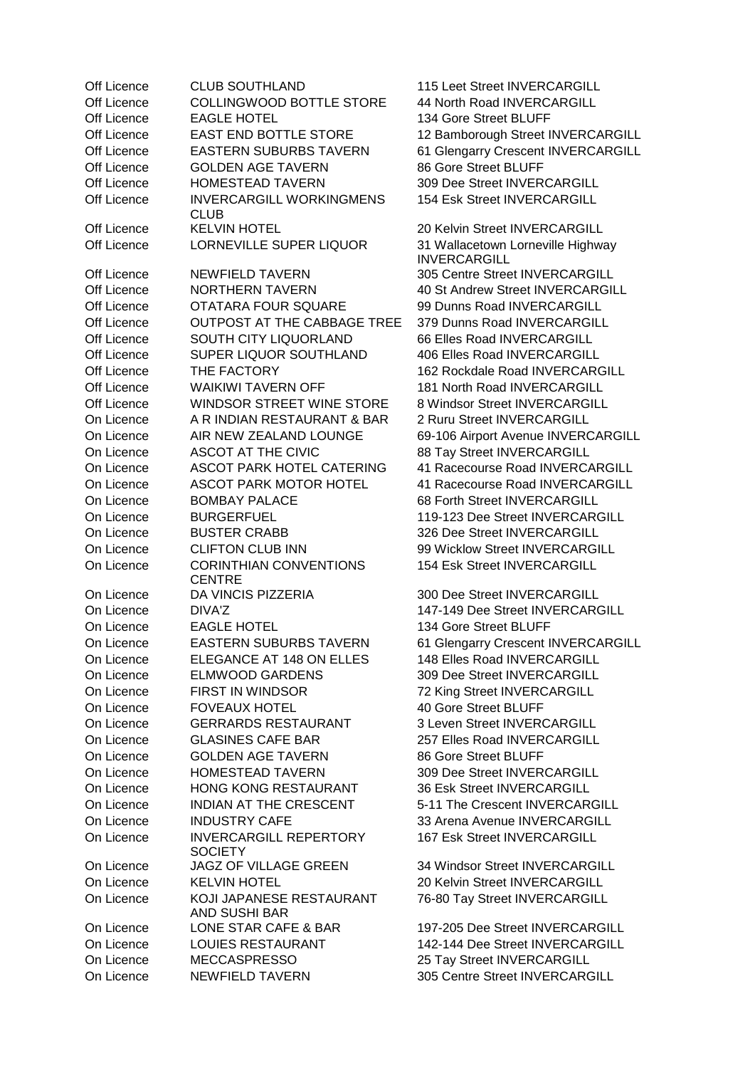| | | |
|---|---|---|
| Off Licence | CLUB SOUTHLAND | 115 Leet Street INVERCARGILL |
| Off Licence | COLLINGWOOD BOTTLE STORE | 44 North Road INVERCARGILL |
| Off Licence | EAGLE HOTEL | 134 Gore Street BLUFF |
| Off Licence | EAST END BOTTLE STORE | 12 Bamborough Street INVERCARGILL |
| Off Licence | EASTERN SUBURBS TAVERN | 61 Glengarry Crescent INVERCARGILL |
| Off Licence | GOLDEN AGE TAVERN | 86 Gore Street BLUFF |
| Off Licence | HOMESTEAD TAVERN | 309 Dee Street INVERCARGILL |
| Off Licence | INVERCARGILL WORKINGMENS CLUB | 154 Esk Street INVERCARGILL |
| Off Licence | KELVIN HOTEL | 20 Kelvin Street INVERCARGILL |
| Off Licence | LORNEVILLE SUPER LIQUOR | 31 Wallacetown Lorneville Highway INVERCARGILL |
| Off Licence | NEWFIELD TAVERN | 305 Centre Street INVERCARGILL |
| Off Licence | NORTHERN TAVERN | 40 St Andrew Street INVERCARGILL |
| Off Licence | OTATARA FOUR SQUARE | 99 Dunns Road INVERCARGILL |
| Off Licence | OUTPOST AT THE CABBAGE TREE | 379 Dunns Road INVERCARGILL |
| Off Licence | SOUTH CITY LIQUORLAND | 66 Elles Road INVERCARGILL |
| Off Licence | SUPER LIQUOR SOUTHLAND | 406 Elles Road INVERCARGILL |
| Off Licence | THE FACTORY | 162 Rockdale Road INVERCARGILL |
| Off Licence | WAIKIWI TAVERN OFF | 181 North Road INVERCARGILL |
| Off Licence | WINDSOR STREET WINE STORE | 8 Windsor Street INVERCARGILL |
| On Licence | A R INDIAN RESTAURANT & BAR | 2 Ruru Street INVERCARGILL |
| On Licence | AIR NEW ZEALAND LOUNGE | 69-106 Airport Avenue INVERCARGILL |
| On Licence | ASCOT AT THE CIVIC | 88 Tay Street INVERCARGILL |
| On Licence | ASCOT PARK HOTEL CATERING | 41 Racecourse Road INVERCARGILL |
| On Licence | ASCOT PARK MOTOR HOTEL | 41 Racecourse Road INVERCARGILL |
| On Licence | BOMBAY PALACE | 68 Forth Street INVERCARGILL |
| On Licence | BURGERFUEL | 119-123 Dee Street INVERCARGILL |
| On Licence | BUSTER CRABB | 326 Dee Street INVERCARGILL |
| On Licence | CLIFTON CLUB INN | 99 Wicklow Street INVERCARGILL |
| On Licence | CORINTHIAN CONVENTIONS CENTRE | 154 Esk Street INVERCARGILL |
| On Licence | DA VINCIS PIZZERIA | 300 Dee Street INVERCARGILL |
| On Licence | DIVA'Z | 147-149 Dee Street INVERCARGILL |
| On Licence | EAGLE HOTEL | 134 Gore Street BLUFF |
| On Licence | EASTERN SUBURBS TAVERN | 61 Glengarry Crescent INVERCARGILL |
| On Licence | ELEGANCE AT 148 ON ELLES | 148 Elles Road INVERCARGILL |
| On Licence | ELMWOOD GARDENS | 309 Dee Street INVERCARGILL |
| On Licence | FIRST IN WINDSOR | 72 King Street INVERCARGILL |
| On Licence | FOVEAUX HOTEL | 40 Gore Street BLUFF |
| On Licence | GERRARDS RESTAURANT | 3 Leven Street INVERCARGILL |
| On Licence | GLASINES CAFE BAR | 257 Elles Road INVERCARGILL |
| On Licence | GOLDEN AGE TAVERN | 86 Gore Street BLUFF |
| On Licence | HOMESTEAD TAVERN | 309 Dee Street INVERCARGILL |
| On Licence | HONG KONG RESTAURANT | 36 Esk Street INVERCARGILL |
| On Licence | INDIAN AT THE CRESCENT | 5-11 The Crescent INVERCARGILL |
| On Licence | INDUSTRY CAFE | 33 Arena Avenue INVERCARGILL |
| On Licence | INVERCARGILL REPERTORY SOCIETY | 167 Esk Street INVERCARGILL |
| On Licence | JAGZ OF VILLAGE GREEN | 34 Windsor Street INVERCARGILL |
| On Licence | KELVIN HOTEL | 20 Kelvin Street INVERCARGILL |
| On Licence | KOJI JAPANESE RESTAURANT AND SUSHI BAR | 76-80 Tay Street INVERCARGILL |
| On Licence | LONE STAR CAFE & BAR | 197-205 Dee Street INVERCARGILL |
| On Licence | LOUIES RESTAURANT | 142-144 Dee Street INVERCARGILL |
| On Licence | MECCASPRESSO | 25 Tay Street INVERCARGILL |
| On Licence | NEWFIELD TAVERN | 305 Centre Street INVERCARGILL |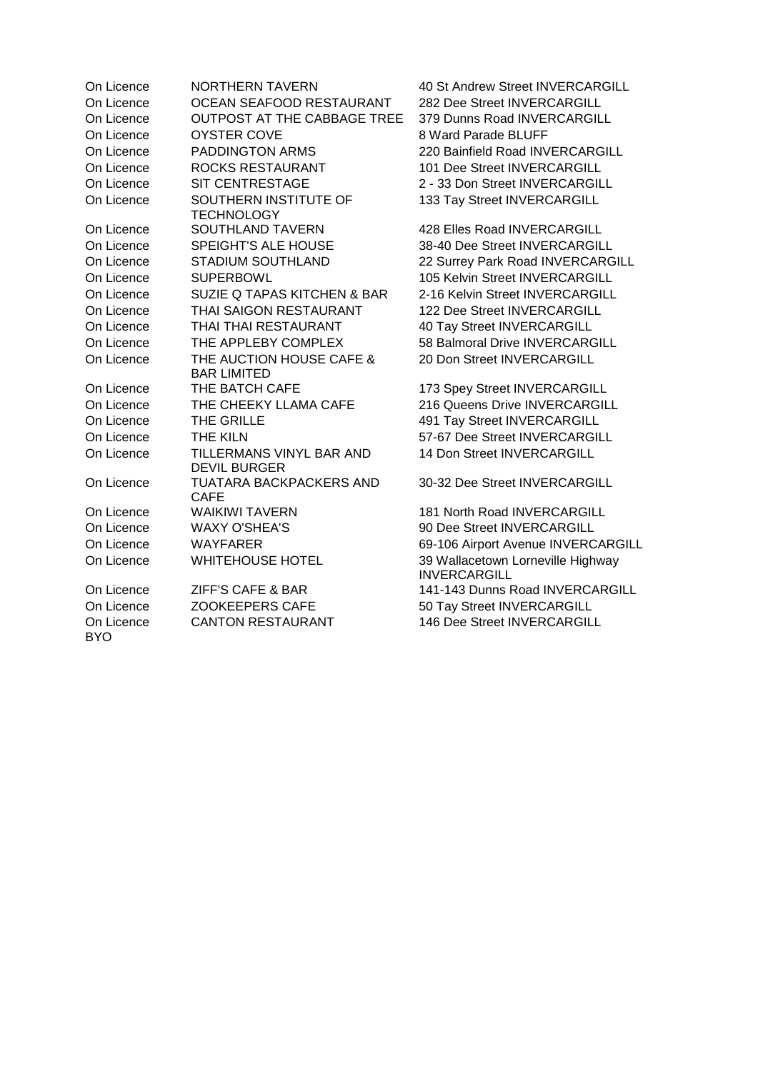| | | |
|---|---|---|
| On Licence | NORTHERN TAVERN | 40 St Andrew Street INVERCARGILL |
| On Licence | OCEAN SEAFOOD RESTAURANT | 282 Dee Street INVERCARGILL |
| On Licence | OUTPOST AT THE CABBAGE TREE | 379 Dunns Road INVERCARGILL |
| On Licence | OYSTER COVE | 8 Ward Parade BLUFF |
| On Licence | PADDINGTON ARMS | 220 Bainfield Road INVERCARGILL |
| On Licence | ROCKS RESTAURANT | 101 Dee Street INVERCARGILL |
| On Licence | SIT CENTRESTAGE | 2 - 33 Don Street INVERCARGILL |
| On Licence | SOUTHERN INSTITUTE OF TECHNOLOGY | 133 Tay Street INVERCARGILL |
| On Licence | SOUTHLAND TAVERN | 428 Elles Road INVERCARGILL |
| On Licence | SPEIGHT'S ALE HOUSE | 38-40 Dee Street INVERCARGILL |
| On Licence | STADIUM SOUTHLAND | 22 Surrey Park Road INVERCARGILL |
| On Licence | SUPERBOWL | 105 Kelvin Street INVERCARGILL |
| On Licence | SUZIE Q TAPAS KITCHEN & BAR | 2-16 Kelvin Street INVERCARGILL |
| On Licence | THAI SAIGON RESTAURANT | 122 Dee Street INVERCARGILL |
| On Licence | THAI THAI RESTAURANT | 40 Tay Street INVERCARGILL |
| On Licence | THE APPLEBY COMPLEX | 58 Balmoral Drive INVERCARGILL |
| On Licence | THE AUCTION HOUSE CAFE & BAR LIMITED | 20 Don Street INVERCARGILL |
| On Licence | THE BATCH CAFE | 173 Spey Street INVERCARGILL |
| On Licence | THE CHEEKY LLAMA CAFE | 216 Queens Drive INVERCARGILL |
| On Licence | THE GRILLE | 491 Tay Street INVERCARGILL |
| On Licence | THE KILN | 57-67 Dee Street INVERCARGILL |
| On Licence | TILLERMANS VINYL BAR AND DEVIL BURGER | 14 Don Street INVERCARGILL |
| On Licence | TUATARA BACKPACKERS AND CAFE | 30-32 Dee Street INVERCARGILL |
| On Licence | WAIKIWI TAVERN | 181 North Road INVERCARGILL |
| On Licence | WAXY O'SHEA'S | 90 Dee Street INVERCARGILL |
| On Licence | WAYFARER | 69-106 Airport Avenue INVERCARGILL |
| On Licence | WHITEHOUSE HOTEL | 39 Wallacetown Lorneville Highway INVERCARGILL |
| On Licence | ZIFF'S CAFE & BAR | 141-143 Dunns Road INVERCARGILL |
| On Licence | ZOOKEEPERS CAFE | 50 Tay Street INVERCARGILL |
| On Licence BYO | CANTON RESTAURANT | 146 Dee Street INVERCARGILL |